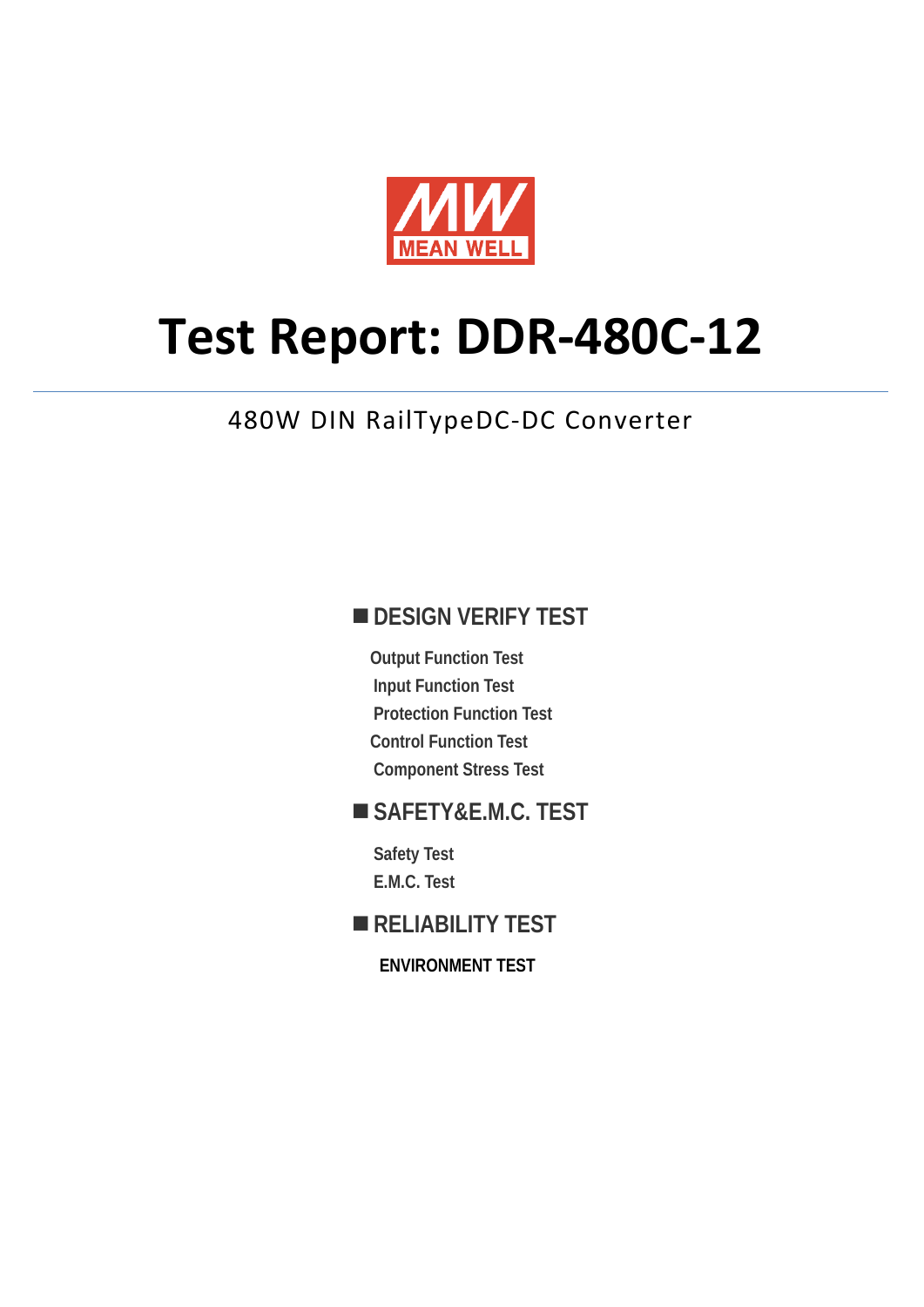MEAN WELL

# Test Report: DDR-480C-12

480W DIN RailTypeDC-DC Converter

## DESIGN VERIFY TEST

- Output Function Test
- Input Function Test
- Protection Function Test
- Control Function Test
- Component Stress Test

## SAFETY&E.M.C. TEST

- Safety Test
- E.M.C. Test

## RELIABILITY TEST

- ENVIRONMENT TEST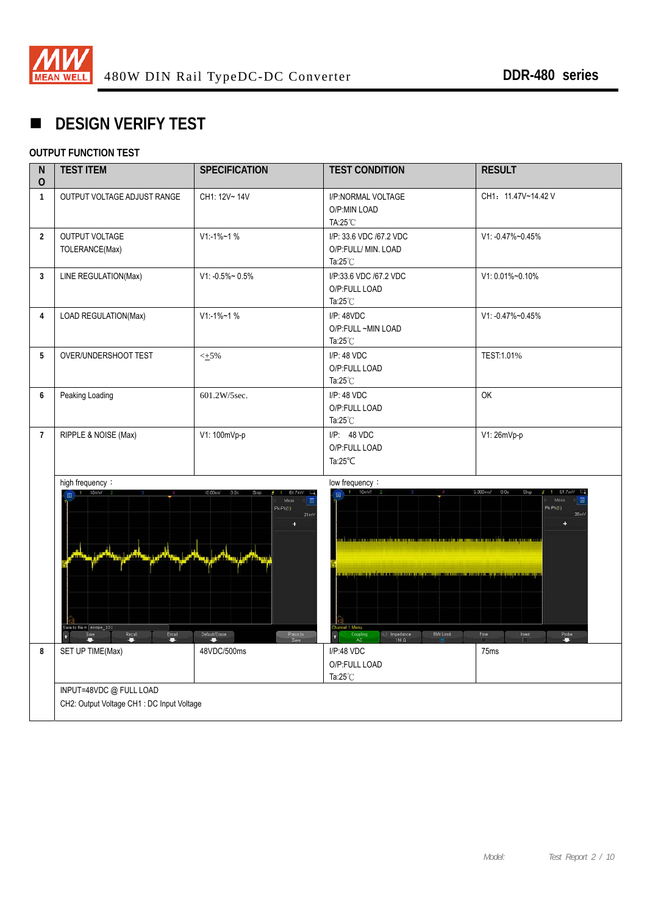## DESIGN VERIFY TEST

### OUTPUT FUNCTION TEST

| NO | TEST ITEM | SPECIFICATION | TEST CONDITION | RESULT |
|---|---|---|---|---|
| 1 | OUTPUT VOLTAGE ADJUST RANGE | CH1: 12V~ 14V | I/P:NORMAL VOLTAGE<br>O/P:MIN LOAD<br>TA:25℃ | CH1：11.47V~14.42 V |
| 2 | OUTPUT VOLTAGE TOLERANCE(Max) | V1:-1%~1 % | I/P: 33.6 VDC /67.2 VDC<br>O/P:FULL/ MIN. LOAD<br>Ta:25℃ | V1: -0.47%~0.45% |
| 3 | LINE REGULATION(Max) | V1: -0.5%~ 0.5% | I/P:33.6 VDC /67.2 VDC<br>O/P:FULL LOAD<br>Ta:25℃ | V1: 0.01%~0.10% |
| 4 | LOAD REGULATION(Max) | V1:-1%~1 % | I/P: 48VDC<br>O/P:FULL ~MIN LOAD<br>Ta:25℃ | V1: -0.47%~0.45% |
| 5 | OVER/UNDERSHOOT TEST | <±5% | I/P: 48 VDC<br>O/P:FULL LOAD<br>Ta:25℃ | TEST:1.01% |
| 6 | Peaking Loading | 601.2W/5sec. | I/P: 48 VDC<br>O/P:FULL LOAD<br>Ta:25℃ | OK |
| 7 | RIPPLE & NOISE (Max) | V1: 100mVp-p | I/P: 48 VDC<br>O/P:FULL LOAD<br>Ta:25℃ | V1: 26mVp-p |
| | high frequency： | | low frequency： | |
| 8 | SET UP TIME(Max) | 48VDC/500ms | I/P:48 VDC<br>O/P:FULL LOAD<br>Ta:25℃ | 75ms |
| | INPUT=48VDC @ FULL LOAD<br>CH2: Output Voltage CH1 : DC Input Voltage | | | |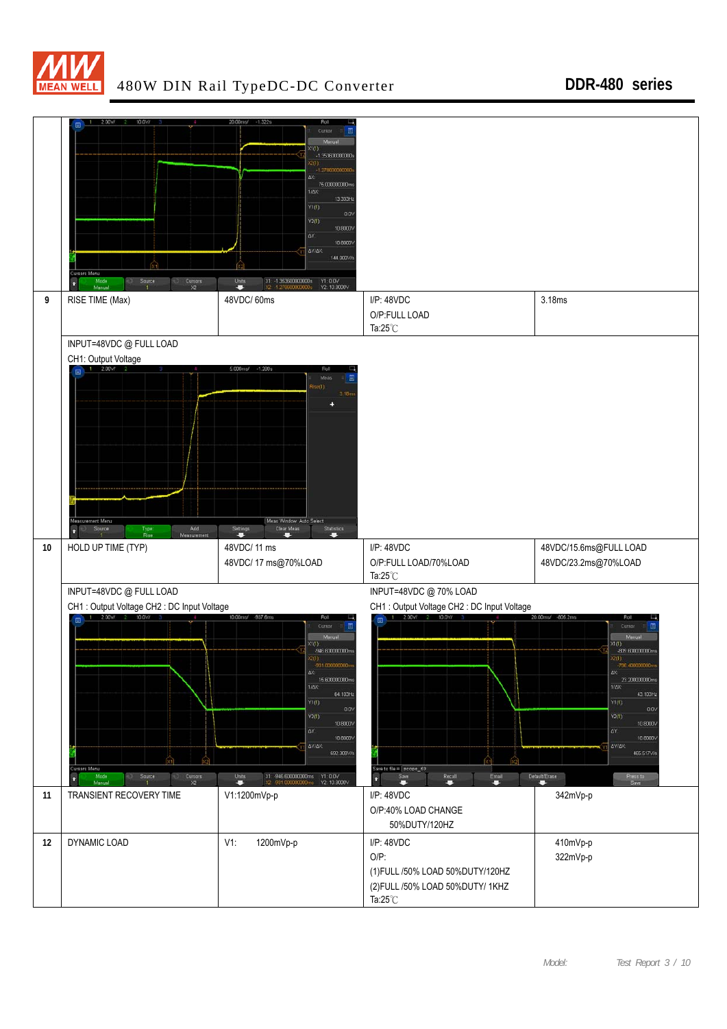| | | | | |
|---|---|---|---|---|
| | | | | |
| 9 | RISE TIME (Max) | 48VDC/ 60ms | I/P: 48VDC<br>O/P:FULL LOAD<br>Ta:25℃ | 3.18ms |
| | INPUT=48VDC @ FULL LOAD<br>CH1: Output Voltage | | | |
| 10 | HOLD UP TIME (TYP) | 48VDC/ 11 ms<br>48VDC/ 17 ms@70%LOAD | I/P: 48VDC<br>O/P:FULL LOAD/70%LOAD<br>Ta:25℃ | 48VDC/15.6ms@FULL LOAD<br>48VDC/23.2ms@70%LOAD |
| | INPUT=48VDC @ FULL LOAD<br>CH1 : Output Voltage CH2 : DC Input Voltage | | INPUT=48VDC @ 70% LOAD<br>CH1 : Output Voltage CH2 : DC Input Voltage | |
| 11 | TRANSIENT RECOVERY TIME | V1:1200mVp-p | I/P: 48VDC<br>O/P:40% LOAD CHANGE<br>50%DUTY/120HZ | 342mVp-p |
| 12 | DYNAMIC LOAD | V1: 1200mVp-p | I/P: 48VDC<br>O/P:<br>(1)FULL /50% LOAD 50%DUTY/120HZ<br>(2)FULL /50% LOAD 50%DUTY/ 1KHZ<br>Ta:25℃ | 410mVp-p<br>322mVp-p |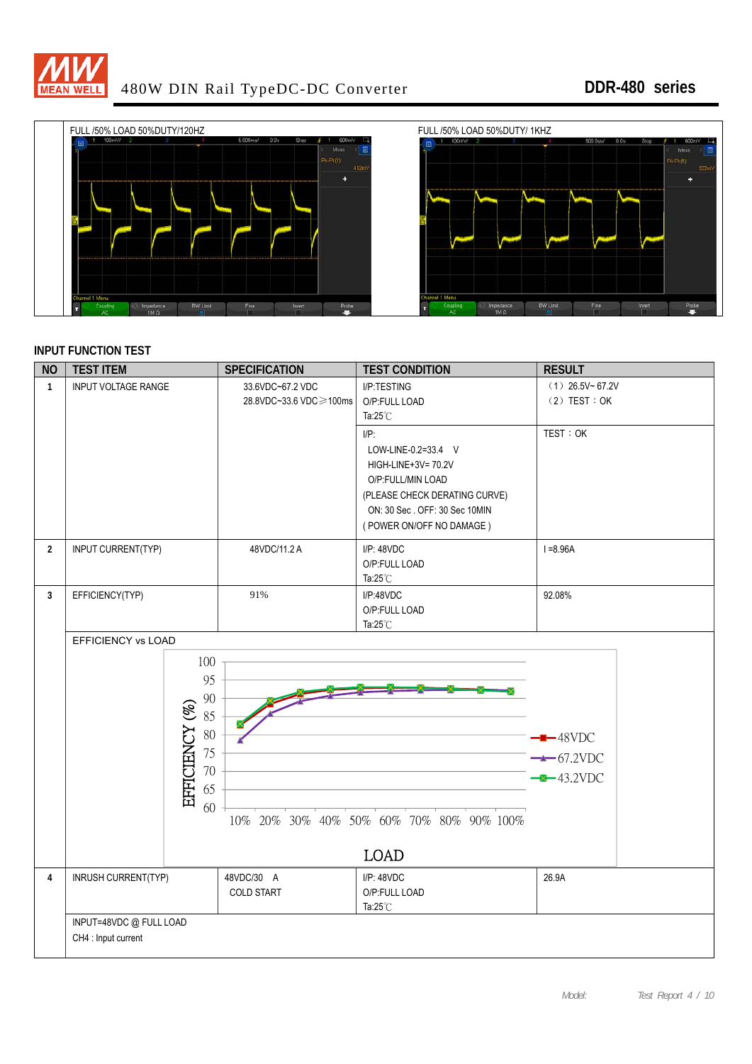FULL /50% LOAD 50%DUTY/120HZ

FULL /50% LOAD 50%DUTY/ 1KHZ

## INPUT FUNCTION TEST

| NO | TEST ITEM | SPECIFICATION | TEST CONDITION | RESULT |
|---|---|---|---|---|
| 1 | INPUT VOLTAGE RANGE | 33.6VDC~67.2 VDC<br>28.8VDC~33.6 VDC≧100ms | I/P:TESTING<br>O/P:FULL LOAD<br>Ta:25℃ | （1）26.5V~ 67.2V<br>（2）TEST：OK |
| | | | I/P:<br>LOW-LINE-0.2=33.4 V<br>HIGH-LINE+3V= 70.2V<br>O/P:FULL/MIN LOAD<br>(PLEASE CHECK DERATING CURVE)<br>ON: 30 Sec . OFF: 30 Sec 10MIN<br>( POWER ON/OFF NO DAMAGE ) | TEST：OK |
| 2 | INPUT CURRENT(TYP) | 48VDC/11.2 A | I/P: 48VDC<br>O/P:FULL LOAD<br>Ta:25℃ | I =8.96A |
| 3 | EFFICIENCY(TYP) | 91% | I/P:48VDC<br>O/P:FULL LOAD<br>Ta:25℃ | 92.08% |
| | EFFICIENCY vs LOAD | | | |
| 4 | INRUSH CURRENT(TYP) | 48VDC/30 A<br>COLD START | I/P: 48VDC<br>O/P:FULL LOAD<br>Ta:25℃ | 26.9A |
| | INPUT=48VDC @ FULL LOAD<br>CH4 : Input current | | | |

EFFICIENCY (%)

100
95
90
85
80
75
70
65
60

10% 20% 30% 40% 50% 60% 70% 80% 90% 100%

LOAD

48VDC
67.2VDC
43.2VDC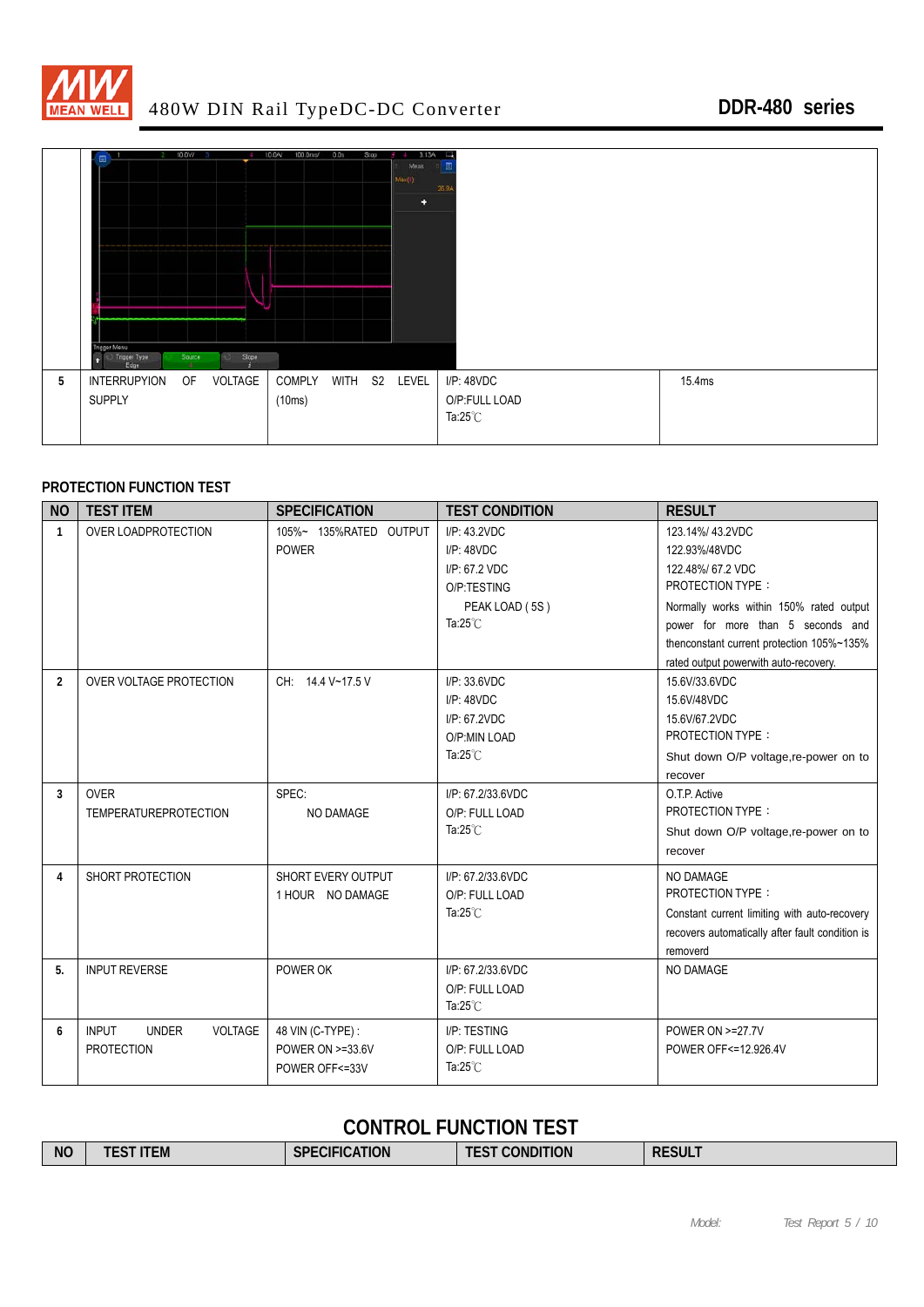| | | | | |
|---|---|---|---|---|
| | | | | |
| 5 | INTERRUPYION OF VOLTAGE SUPPLY | COMPLY WITH S2 LEVEL (10ms) | I/P: 48VDC<br>O/P:FULL LOAD<br>Ta:25℃ | 15.4ms |

## PROTECTION FUNCTION TEST

| NO | TEST ITEM | SPECIFICATION | TEST CONDITION | RESULT |
|---|---|---|---|---|
| 1 | OVER LOADPROTECTION | 105%~ 135%RATED OUTPUT POWER | I/P: 43.2VDC<br>I/P: 48VDC<br>I/P: 67.2 VDC<br>O/P:TESTING<br>PEAK LOAD ( 5S )<br>Ta:25℃ | 123.14%/ 43.2VDC<br>122.93%/48VDC<br>122.48%/ 67.2 VDC<br>PROTECTION TYPE：<br>Normally works within 150% rated output power for more than 5 seconds and thenconstant current protection 105%~135% rated output powerwith auto-recovery. |
| 2 | OVER VOLTAGE PROTECTION | CH: 14.4 V~17.5 V | I/P: 33.6VDC<br>I/P: 48VDC<br>I/P: 67.2VDC<br>O/P:MIN LOAD<br>Ta:25℃ | 15.6V/33.6VDC<br>15.6V/48VDC<br>15.6V/67.2VDC<br>PROTECTION TYPE：<br>Shut down O/P voltage,re-power on to recover |
| 3 | OVER TEMPERATUREPROTECTION | SPEC:<br>NO DAMAGE | I/P: 67.2/33.6VDC<br>O/P: FULL LOAD<br>Ta:25℃ | O.T.P. Active<br>PROTECTION TYPE：<br>Shut down O/P voltage,re-power on to recover |
| 4 | SHORT PROTECTION | SHORT EVERY OUTPUT 1 HOUR NO DAMAGE | I/P: 67.2/33.6VDC<br>O/P: FULL LOAD<br>Ta:25℃ | NO DAMAGE<br>PROTECTION TYPE：<br>Constant current limiting with auto-recovery recovers automatically after fault condition is removerd |
| 5. | INPUT REVERSE | POWER OK | I/P: 67.2/33.6VDC<br>O/P: FULL LOAD<br>Ta:25℃ | NO DAMAGE |
| 6 | INPUT UNDER VOLTAGE PROTECTION | 48 VIN (C-TYPE) :<br>POWER ON >=33.6V<br>POWER OFF<=33V | I/P: TESTING<br>O/P: FULL LOAD<br>Ta:25℃ | POWER ON >=27.7V<br>POWER OFF<=12.926.4V |

## CONTROL FUNCTION TEST

| NO | TEST ITEM | SPECIFICATION | TEST CONDITION | RESULT |
|---|---|---|---|---|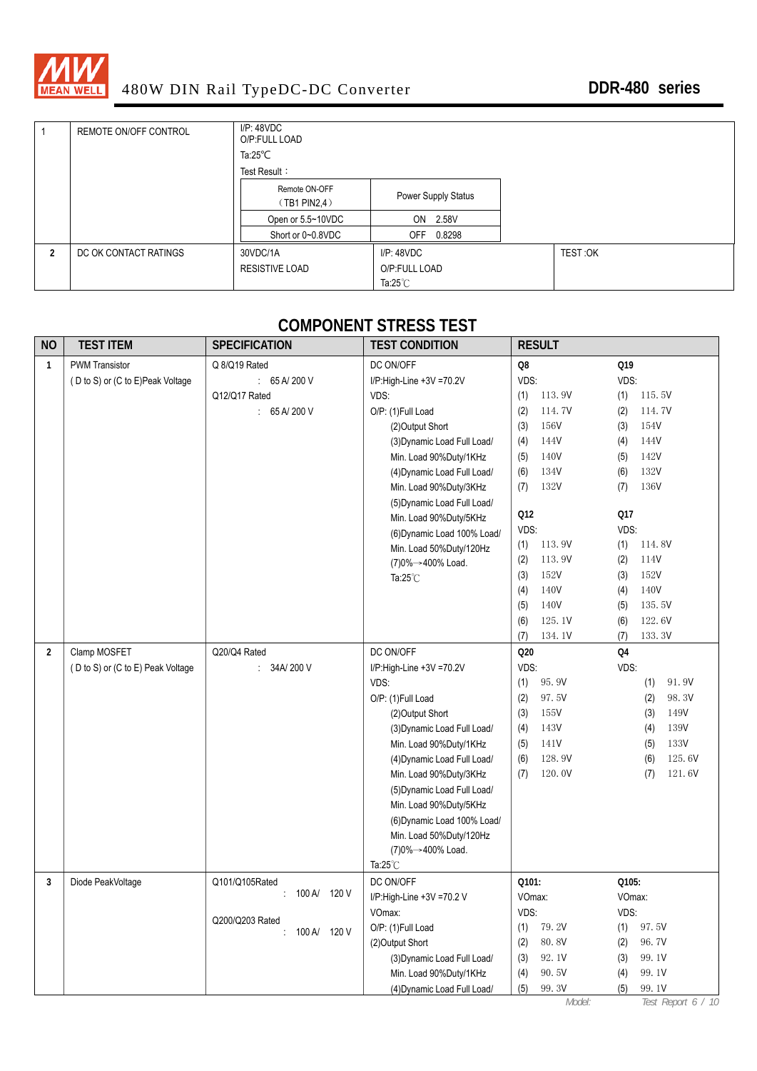# 480W DIN Rail TypeDC-DC Converter

## DDR-480 series

| | | | | |
|---|---|---|---|---|
| 1 | REMOTE ON/OFF CONTROL | I/P: 48VDC<br>O/P:FULL LOAD<br>Ta:25℃<br>Test Result：<br><br>Remote ON-OFF（TB1 PIN2,4） / Power Supply Status<br>Open or 5.5~10VDC / ON 2.58V<br>Short or 0~0.8VDC / OFF 0.8298 | | |
| 2 | DC OK CONTACT RATINGS | 30VDC/1A<br>RESISTIVE LOAD | I/P: 48VDC<br>O/P:FULL LOAD<br>Ta:25℃ | TEST :OK |

## COMPONENT STRESS TEST

| NO | TEST ITEM | SPECIFICATION | TEST CONDITION | RESULT | |
|---|---|---|---|---|---|
| 1 | PWM Transistor<br>( D to S) or (C to E)Peak Voltage | Q 8/Q19 Rated<br>: 65 A/ 200 V<br>Q12/Q17 Rated<br>: 65 A/ 200 V | DC ON/OFF<br>I/P:High-Line +3V =70.2V<br>VDS:<br>O/P: (1)Full Load<br>(2)Output Short<br>(3)Dynamic Load Full Load/ Min. Load 90%Duty/1KHz<br>(4)Dynamic Load Full Load/ Min. Load 90%Duty/3KHz<br>(5)Dynamic Load Full Load/ Min. Load 90%Duty/5KHz<br>(6)Dynamic Load 100% Load/ Min. Load 50%Duty/120Hz<br>(7)0%→400% Load.<br>Ta:25℃ | **Q8**<br>VDS:<br>(1) 113.9V<br>(2) 114.7V<br>(3) 156V<br>(4) 144V<br>(5) 140V<br>(6) 134V<br>(7) 132V<br><br>**Q12**<br>VDS:<br>(1) 113.9V<br>(2) 113.9V<br>(3) 152V<br>(4) 140V<br>(5) 140V<br>(6) 125.1V<br>(7) 134.1V | **Q19**<br>VDS:<br>(1) 115.5V<br>(2) 114.7V<br>(3) 154V<br>(4) 144V<br>(5) 142V<br>(6) 132V<br>(7) 136V<br><br>**Q17**<br>VDS:<br>(1) 114.8V<br>(2) 114V<br>(3) 152V<br>(4) 140V<br>(5) 135.5V<br>(6) 122.6V<br>(7) 133.3V |
| 2 | Clamp MOSFET<br>( D to S) or (C to E) Peak Voltage | Q20/Q4 Rated<br>: 34A/ 200 V | DC ON/OFF<br>I/P:High-Line +3V =70.2V<br>VDS:<br>O/P: (1)Full Load<br>(2)Output Short<br>(3)Dynamic Load Full Load/ Min. Load 90%Duty/1KHz<br>(4)Dynamic Load Full Load/ Min. Load 90%Duty/3KHz<br>(5)Dynamic Load Full Load/ Min. Load 90%Duty/5KHz<br>(6)Dynamic Load 100% Load/ Min. Load 50%Duty/120Hz<br>(7)0%→400% Load.<br>Ta:25℃ | **Q20**<br>VDS:<br>(1) 95.9V<br>(2) 97.5V<br>(3) 155V<br>(4) 143V<br>(5) 141V<br>(6) 128.9V<br>(7) 120.0V | **Q4**<br>VDS:<br>(1) 91.9V<br>(2) 98.3V<br>(3) 149V<br>(4) 139V<br>(5) 133V<br>(6) 125.6V<br>(7) 121.6V |
| 3 | Diode PeakVoltage | Q101/Q105Rated<br>: 100 A/ 120 V<br><br>Q200/Q203 Rated<br>: 100 A/ 120 V | DC ON/OFF<br>I/P:High-Line +3V =70.2 V<br>VOmax:<br>O/P: (1)Full Load<br>(2)Output Short<br>(3)Dynamic Load Full Load/ Min. Load 90%Duty/1KHz<br>(4)Dynamic Load Full Load/ | **Q101:**<br>VOmax:<br>VDS:<br>(1) 79.2V<br>(2) 80.8V<br>(3) 92.1V<br>(4) 90.5V<br>(5) 99.3V | **Q105:**<br>VOmax:<br>VDS:<br>(1) 97.5V<br>(2) 96.7V<br>(3) 99.1V<br>(4) 99.1V<br>(5) 99.1V |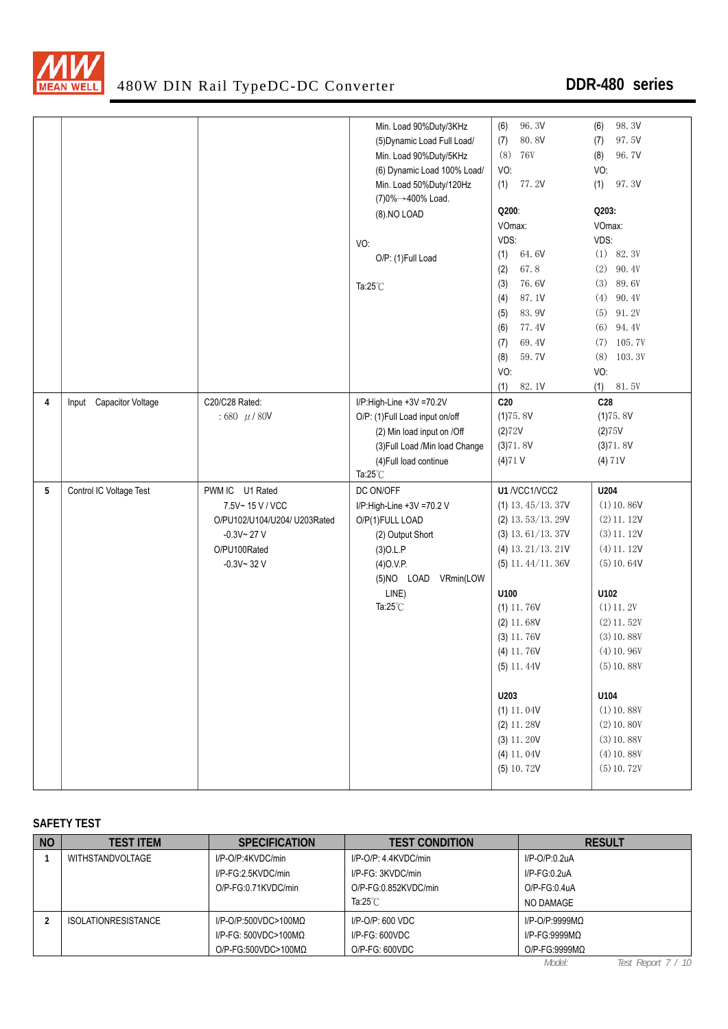| | | | Min. Load 90%Duty/3KHz<br>(5)Dynamic Load Full Load/<br>Min. Load 90%Duty/5KHz<br>(6) Dynamic Load 100% Load/<br>Min. Load 50%Duty/120Hz<br>(7)0%→400% Load.<br>(8).NO LOAD<br><br>VO:<br>O/P: (1)Full Load<br><br>Ta:25℃ | (6) 96.3V<br>(7) 80.8V<br>(8) 76V<br>VO:<br>(1) 77.2V<br><br>**Q200**:<br>VOmax:<br>VDS:<br>(1) 64.6V<br>(2) 67.8<br>(3) 76.6V<br>(4) 87.1V<br>(5) 83.9V<br>(6) 77.4V<br>(7) 69.4V<br>(8) 59.7V<br>VO:<br>(1) 82.1V | (6) 98.3V<br>(7) 97.5V<br>(8) 96.7V<br>VO:<br>(1) 97.3V<br><br>**Q203**:<br>VOmax:<br>VDS:<br>(1) 82.3V<br>(2) 90.4V<br>(3) 89.6V<br>(4) 90.4V<br>(5) 91.2V<br>(6) 94.4V<br>(7) 105.7V<br>(8) 103.3V<br>VO:<br>(1) 81.5V |
|---|---|---|---|---|---|
| **4** | Input Capacitor Voltage | C20/C28 Rated:<br>: 680 µ / 80V | I/P:High-Line +3V =70.2V<br>O/P: (1)Full Load input on/off<br>(2) Min load input on /Off<br>(3)Full Load /Min load Change<br>(4)Full load continue<br>Ta:25℃ | **C20**<br>(1)75.8V<br>(2)72V<br>(3)71.8V<br>(4)71 V | **C28**<br>(1)75.8V<br>(2)75V<br>(3)71.8V<br>(4) 71V |
| **5** | Control IC Voltage Test | PWM IC U1 Rated<br>7.5V~ 15 V / VCC<br>O/PU102/U104/U204/ U203Rated<br>-0.3V~ 27 V<br>O/PU100Rated<br>-0.3V~ 32 V | DC ON/OFF<br>I/P:High-Line +3V =70.2 V<br>O/P(1)FULL LOAD<br>(2) Output Short<br>(3)O.L.P<br>(4)O.V.P.<br>(5)NO LOAD VRmin(LOW LINE)<br>Ta:25℃ | **U1** /VCC1/VCC2<br>(1) 13.45/13.37V<br>(2) 13.53/13.29V<br>(3) 13.61/13.37V<br>(4) 13.21/13.21V<br>(5) 11.44/11.36V<br><br>**U100**<br>(1) 11.76V<br>(2) 11.68V<br>(3) 11.76V<br>(4) 11.76V<br>(5) 11.44V<br><br>**U203**<br>(1) 11.04V<br>(2) 11.28V<br>(3) 11.20V<br>(4) 11.04V<br>(5) 10.72V | **U204**<br>(1) 10.86V<br>(2) 11.12V<br>(3) 11.12V<br>(4) 11.12V<br>(5) 10.64V<br><br>**U102**<br>(1) 11.2V<br>(2) 11.52V<br>(3) 10.88V<br>(4) 10.96V<br>(5) 10.88V<br><br>**U104**<br>(1) 10.88V<br>(2) 10.80V<br>(3) 10.88V<br>(4) 10.88V<br>(5) 10.72V |

**SAFETY TEST**

| NO | TEST ITEM | SPECIFICATION | TEST CONDITION | RESULT |
|---|---|---|---|---|
| 1 | WITHSTANDVOLTAGE | I/P-O/P:4KVDC/min<br>I/P-FG:2.5KVDC/min<br>O/P-FG:0.71KVDC/min | I/P-O/P: 4.4KVDC/min<br>I/P-FG: 3KVDC/min<br>O/P-FG:0.852KVDC/min<br>Ta:25℃ | I/P-O/P:0.2uA<br>I/P-FG:0.2uA<br>O/P-FG:0.4uA<br>NO DAMAGE |
| 2 | ISOLATIONRESISTANCE | I/P-O/P:500VDC>100MΩ<br>I/P-FG: 500VDC>100MΩ<br>O/P-FG:500VDC>100MΩ | I/P-O/P: 600 VDC<br>I/P-FG: 600VDC<br>O/P-FG: 600VDC | I/P-O/P:9999MΩ<br>I/P-FG:9999MΩ<br>O/P-FG:9999MΩ |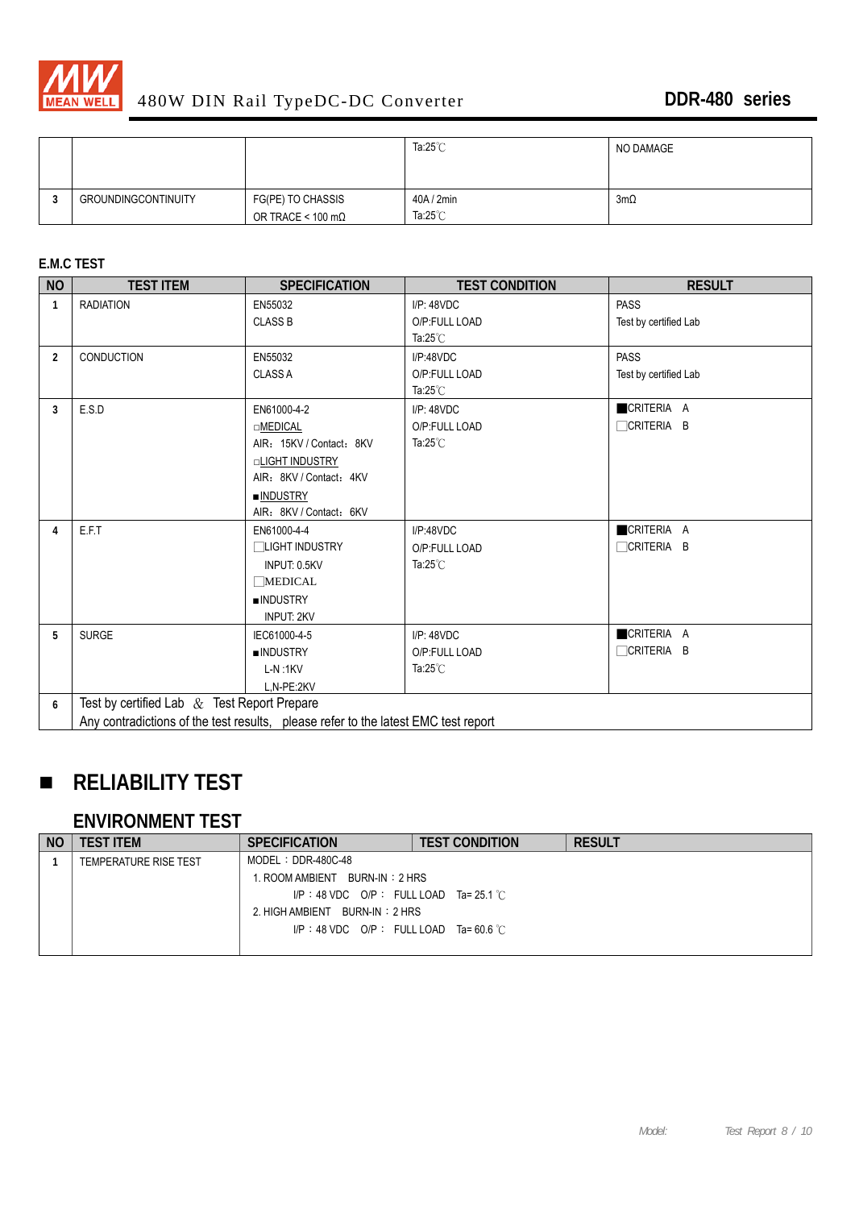| | | | | |
|---|---|---|---|---|
| | | | Ta:25℃ | NO DAMAGE |
| 3 | GROUNDINGCONTINUITY | FG(PE) TO CHASSIS<br>OR TRACE < 100 mΩ | 40A / 2min<br>Ta:25℃ | 3mΩ |

**E.M.C TEST**

| NO | TEST ITEM | SPECIFICATION | TEST CONDITION | RESULT |
|---|---|---|---|---|
| 1 | RADIATION | EN55032<br>CLASS B | I/P: 48VDC<br>O/P:FULL LOAD<br>Ta:25℃ | PASS<br>Test by certified Lab |
| 2 | CONDUCTION | EN55032<br>CLASS A | I/P:48VDC<br>O/P:FULL LOAD<br>Ta:25℃ | PASS<br>Test by certified Lab |
| 3 | E.S.D | EN61000-4-2<br>□MEDICAL<br>AIR：15KV / Contact：8KV<br>□LIGHT INDUSTRY<br>AIR：8KV / Contact：4KV<br>■INDUSTRY<br>AIR：8KV / Contact：6KV | I/P: 48VDC<br>O/P:FULL LOAD<br>Ta:25℃ | ■CRITERIA A<br>□CRITERIA B |
| 4 | E.F.T | EN61000-4-4<br>□LIGHT INDUSTRY<br>INPUT: 0.5KV<br>□MEDICAL<br>■INDUSTRY<br>INPUT: 2KV | I/P:48VDC<br>O/P:FULL LOAD<br>Ta:25℃ | ■CRITERIA A<br>□CRITERIA B |
| 5 | SURGE | IEC61000-4-5<br>■INDUSTRY<br>L-N :1KV<br>L,N-PE:2KV | I/P: 48VDC<br>O/P:FULL LOAD<br>Ta:25℃ | ■CRITERIA A<br>□CRITERIA B |
| 6 | Test by certified Lab ＆ Test Report Prepare<br>Any contradictions of the test results, please refer to the latest EMC test report | | | |

## ■ RELIABILITY TEST

### ENVIRONMENT TEST

| NO | TEST ITEM | SPECIFICATION | TEST CONDITION | RESULT |
|---|---|---|---|---|
| 1 | TEMPERATURE RISE TEST | MODEL：DDR-480C-48<br>1. ROOM AMBIENT BURN-IN：2 HRS<br>I/P：48 VDC O/P： FULL LOAD Ta= 25.1 ℃<br>2. HIGH AMBIENT BURN-IN：2 HRS<br>I/P：48 VDC O/P： FULL LOAD Ta= 60.6 ℃ | | |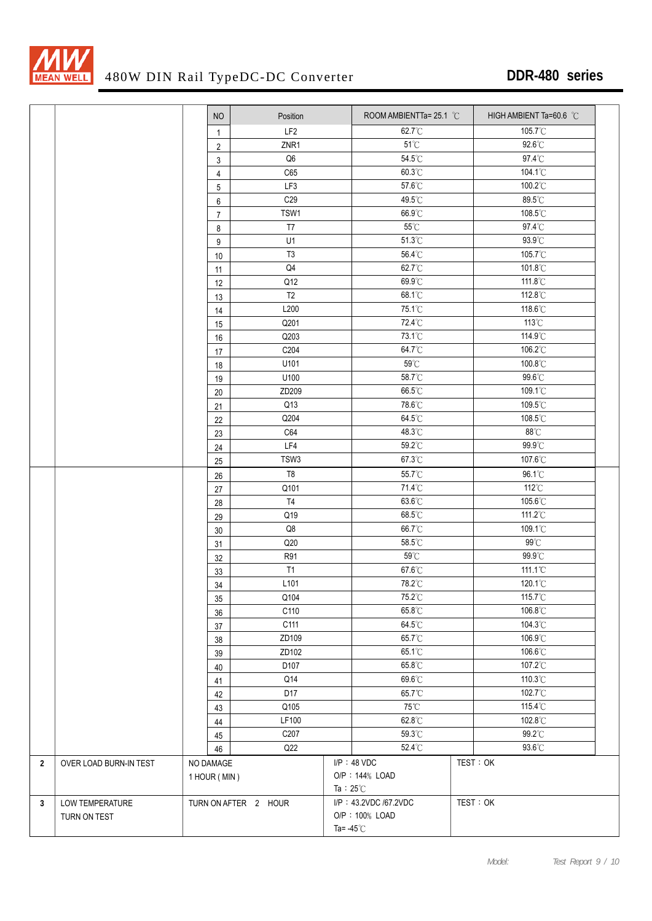# 480W DIN Rail TypeDC-DC Converter

## DDR-480 series

| NO | Position | ROOM AMBIENTTa= 25.1 ℃ | HIGH AMBIENT Ta=60.6 ℃ |
|---|---|---|---|
| 1 | LF2 | 62.7℃ | 105.7℃ |
| 2 | ZNR1 | 51℃ | 92.6℃ |
| 3 | Q6 | 54.5℃ | 97.4℃ |
| 4 | C65 | 60.3℃ | 104.1℃ |
| 5 | LF3 | 57.6℃ | 100.2℃ |
| 6 | C29 | 49.5℃ | 89.5℃ |
| 7 | TSW1 | 66.9℃ | 108.5℃ |
| 8 | T7 | 55℃ | 97.4℃ |
| 9 | U1 | 51.3℃ | 93.9℃ |
| 10 | T3 | 56.4℃ | 105.7℃ |
| 11 | Q4 | 62.7℃ | 101.8℃ |
| 12 | Q12 | 69.9℃ | 111.8℃ |
| 13 | T2 | 68.1℃ | 112.8℃ |
| 14 | L200 | 75.1℃ | 118.6℃ |
| 15 | Q201 | 72.4℃ | 113℃ |
| 16 | Q203 | 73.1℃ | 114.9℃ |
| 17 | C204 | 64.7℃ | 106.2℃ |
| 18 | U101 | 59℃ | 100.8℃ |
| 19 | U100 | 58.7℃ | 99.6℃ |
| 20 | ZD209 | 66.5℃ | 109.1℃ |
| 21 | Q13 | 78.6℃ | 109.5℃ |
| 22 | Q204 | 64.5℃ | 108.5℃ |
| 23 | C64 | 48.3℃ | 88℃ |
| 24 | LF4 | 59.2℃ | 99.9℃ |
| 25 | TSW3 | 67.3℃ | 107.6℃ |
| 26 | T8 | 55.7℃ | 96.1℃ |
| 27 | Q101 | 71.4℃ | 112℃ |
| 28 | T4 | 63.6℃ | 105.6℃ |
| 29 | Q19 | 68.5℃ | 111.2℃ |
| 30 | Q8 | 66.7℃ | 109.1℃ |
| 31 | Q20 | 58.5℃ | 99℃ |
| 32 | R91 | 59℃ | 99.9℃ |
| 33 | T1 | 67.6℃ | 111.1℃ |
| 34 | L101 | 78.2℃ | 120.1℃ |
| 35 | Q104 | 75.2℃ | 115.7℃ |
| 36 | C110 | 65.8℃ | 106.8℃ |
| 37 | C111 | 64.5℃ | 104.3℃ |
| 38 | ZD109 | 65.7℃ | 106.9℃ |
| 39 | ZD102 | 65.1℃ | 106.6℃ |
| 40 | D107 | 65.8℃ | 107.2℃ |
| 41 | Q14 | 69.6℃ | 110.3℃ |
| 42 | D17 | 65.7℃ | 102.7℃ |
| 43 | Q105 | 75℃ | 115.4℃ |
| 44 | LF100 | 62.8℃ | 102.8℃ |
| 45 | C207 | 59.3℃ | 99.2℃ |
| 46 | Q22 | 52.4℃ | 93.6℃ |

| | | | | |
|---|---|---|---|---|
| 2 | OVER LOAD BURN-IN TEST | NO DAMAGE<br>1 HOUR ( MIN ) | I/P：48 VDC<br>O/P：144% LOAD<br>Ta：25℃ | TEST：OK |
| 3 | LOW TEMPERATURE<br>TURN ON TEST | TURN ON AFTER 2 HOUR | I/P：43.2VDC /67.2VDC<br>O/P：100% LOAD<br>Ta= -45℃ | TEST：OK |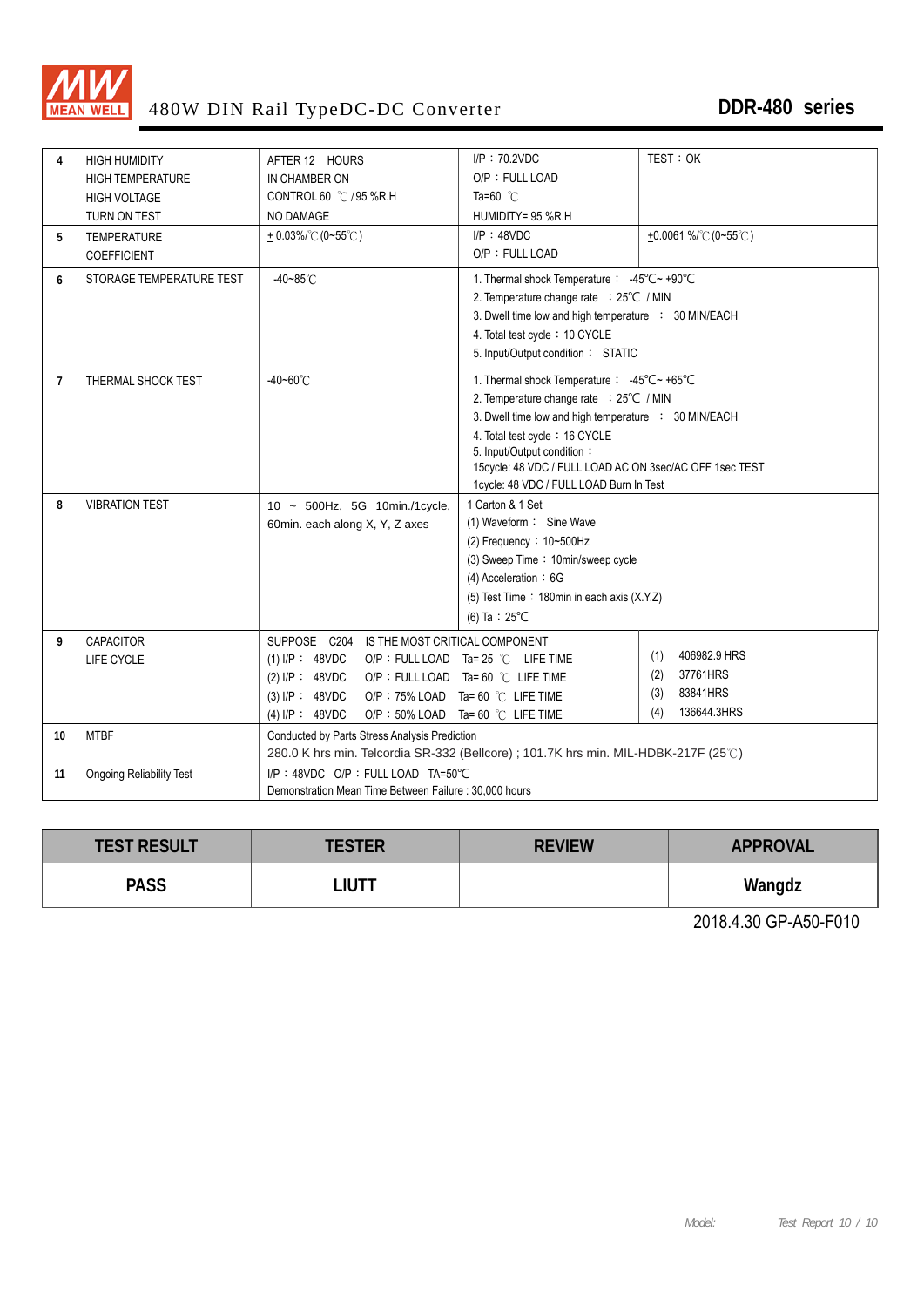# 480W DIN Rail TypeDC-DC Converter

**DDR-480 series**

| | | | | |
|---|---|---|---|---|
| 4 | HIGH HUMIDITY HIGH TEMPERATURE HIGH VOLTAGE TURN ON TEST | AFTER 12 HOURS IN CHAMBER ON CONTROL 60 ℃ / 95 %R.H NO DAMAGE | I/P：70.2VDC O/P：FULL LOAD Ta=60 ℃ HUMIDITY= 95 %R.H | TEST：OK |
| 5 | TEMPERATURE COEFFICIENT | ± 0.03%/℃ (0~55℃) | I/P：48VDC O/P：FULL LOAD | ±0.0061 %/℃ (0~55℃) |
| 6 | STORAGE TEMPERATURE TEST | -40~85℃ | 1. Thermal shock Temperature： -45℃~ +90℃ 2. Temperature change rate ：25℃ / MIN 3. Dwell time low and high temperature ： 30 MIN/EACH 4. Total test cycle：10 CYCLE 5. Input/Output condition： STATIC | |
| 7 | THERMAL SHOCK TEST | -40~60℃ | 1. Thermal shock Temperature： -45℃~ +65℃ 2. Temperature change rate ：25℃ / MIN 3. Dwell time low and high temperature ： 30 MIN/EACH 4. Total test cycle：16 CYCLE 5. Input/Output condition： 15cycle: 48 VDC / FULL LOAD AC ON 3sec/AC OFF 1sec TEST 1cycle: 48 VDC / FULL LOAD Burn In Test | |
| 8 | VIBRATION TEST | 10 ~ 500Hz, 5G 10min./1cycle, 60min. each along X, Y, Z axes | 1 Carton & 1 Set (1) Waveform： Sine Wave (2) Frequency：10~500Hz (3) Sweep Time：10min/sweep cycle (4) Acceleration：6G (5) Test Time：180min in each axis (X.Y.Z) (6) Ta：25℃ | |
| 9 | CAPACITOR LIFE CYCLE | SUPPOSE C204 IS THE MOST CRITICAL COMPONENT (1) I/P： 48VDC O/P：FULL LOAD Ta= 25 ℃ LIFE TIME (2) I/P： 48VDC O/P：FULL LOAD Ta= 60 ℃ LIFE TIME (3) I/P： 48VDC O/P：75% LOAD Ta= 60 ℃ LIFE TIME (4) I/P： 48VDC O/P：50% LOAD Ta= 60 ℃ LIFE TIME | | (1) 406982.9 HRS (2) 37761HRS (3) 83841HRS (4) 136644.3HRS |
| 10 | MTBF | Conducted by Parts Stress Analysis Prediction 280.0 K hrs min. Telcordia SR-332 (Bellcore) ; 101.7K hrs min. MIL-HDBK-217F (25℃) | | |
| 11 | Ongoing Reliability Test | I/P：48VDC O/P：FULL LOAD TA=50℃ Demonstration Mean Time Between Failure : 30,000 hours | | |

| TEST RESULT | TESTER | REVIEW | APPROVAL |
|---|---|---|---|
| PASS | LIUTT | | Wangdz |

2018.4.30 GP-A50-F010